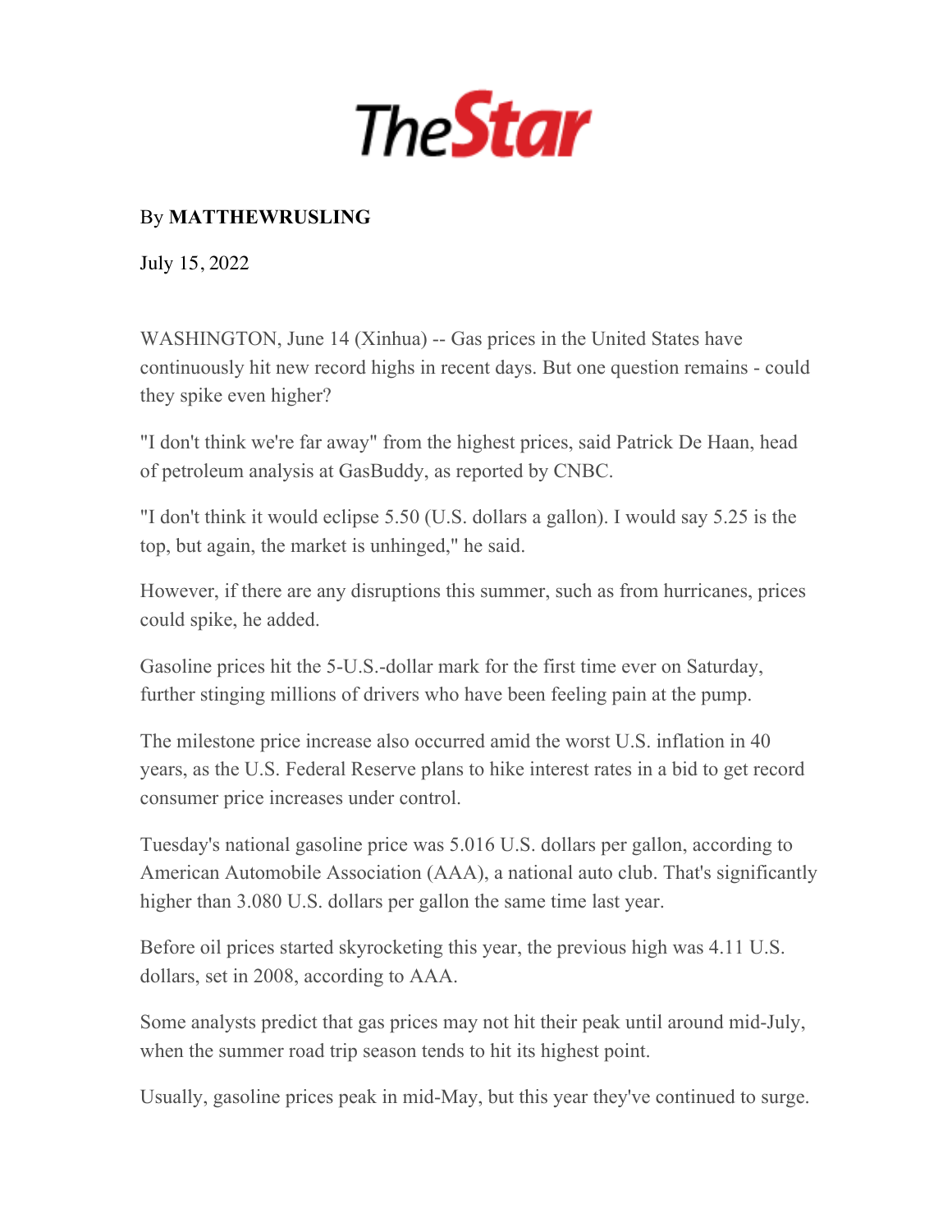# TheStar

By **MATTHEWRUSLING**

July 15, 2022

WASHINGTON, June 14 (Xinhua) -- Gas prices in the United States have continuously hit new record highs in recent days. But one question remains - could they spike even higher?

"I don't think we're far away" from the highest prices, said Patrick De Haan, head of petroleum analysis at GasBuddy, as reported by CNBC.

"I don't think it would eclipse 5.50 (U.S. dollars a gallon). I would say 5.25 is the top, but again, the market is unhinged," he said.

However, if there are any disruptions this summer, such as from hurricanes, prices could spike, he added.

Gasoline prices hit the 5-U.S.-dollar mark for the first time ever on Saturday, further stinging millions of drivers who have been feeling pain at the pump.

The milestone price increase also occurred amid the worst U.S. inflation in 40 years, as the U.S. Federal Reserve plans to hike interest rates in a bid to get record consumer price increases under control.

Tuesday's national gasoline price was 5.016 U.S. dollars per gallon, according to American Automobile Association (AAA), a national auto club. That's significantly higher than 3.080 U.S. dollars per gallon the same time last year.

Before oil prices started skyrocketing this year, the previous high was 4.11 U.S. dollars, set in 2008, according to AAA.

Some analysts predict that gas prices may not hit their peak until around mid-July, when the summer road trip season tends to hit its highest point.

Usually, gasoline prices peak in mid-May, but this year they've continued to surge.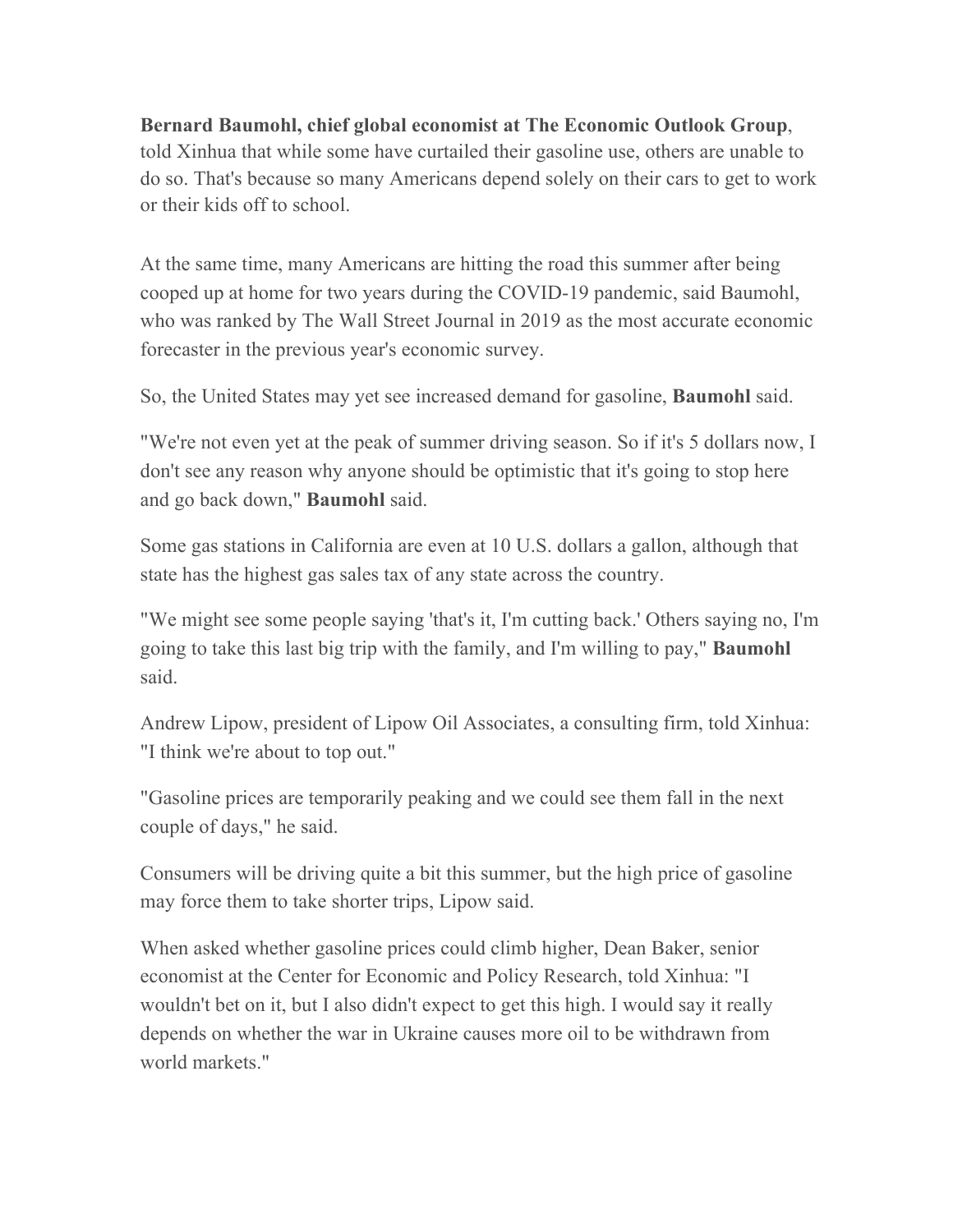**Bernard Baumohl, chief global economist at The Economic Outlook Group**, told Xinhua that while some have curtailed their gasoline use, others are unable to do so. That's because so many Americans depend solely on their cars to get to work or their kids off to school.

At the same time, many Americans are hitting the road this summer after being cooped up at home for two years during the COVID-19 pandemic, said Baumohl, who was ranked by The Wall Street Journal in 2019 as the most accurate economic forecaster in the previous year's economic survey.

So, the United States may yet see increased demand for gasoline, **Baumohl** said.

"We're not even yet at the peak of summer driving season. So if it's 5 dollars now, I don't see any reason why anyone should be optimistic that it's going to stop here and go back down," **Baumohl** said.

Some gas stations in California are even at 10 U.S. dollars a gallon, although that state has the highest gas sales tax of any state across the country.

"We might see some people saying 'that's it, I'm cutting back.' Others saying no, I'm going to take this last big trip with the family, and I'm willing to pay," **Baumohl** said.

Andrew Lipow, president of Lipow Oil Associates, a consulting firm, told Xinhua: "I think we're about to top out."

"Gasoline prices are temporarily peaking and we could see them fall in the next couple of days," he said.

Consumers will be driving quite a bit this summer, but the high price of gasoline may force them to take shorter trips, Lipow said.

When asked whether gasoline prices could climb higher, Dean Baker, senior economist at the Center for Economic and Policy Research, told Xinhua: "I wouldn't bet on it, but I also didn't expect to get this high. I would say it really depends on whether the war in Ukraine causes more oil to be withdrawn from world markets."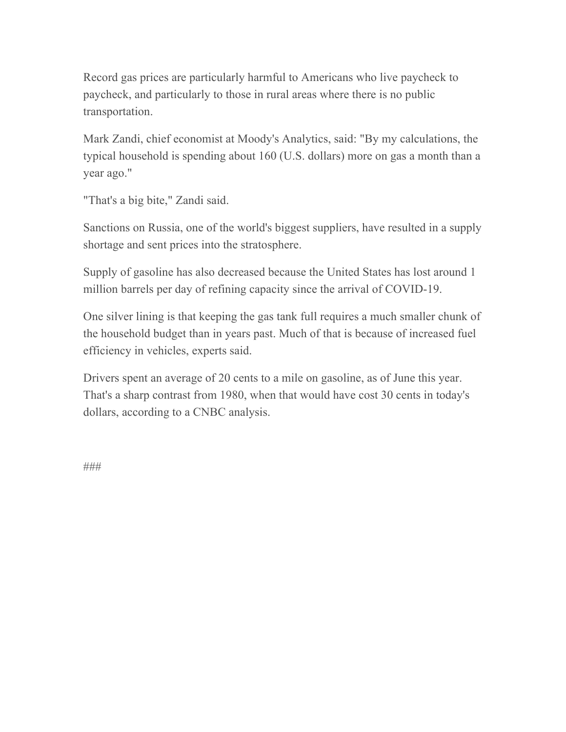Record gas prices are particularly harmful to Americans who live paycheck to paycheck, and particularly to those in rural areas where there is no public transportation.

Mark Zandi, chief economist at Moody's Analytics, said: "By my calculations, the typical household is spending about 160 (U.S. dollars) more on gas a month than a year ago."

"That's a big bite," Zandi said.

Sanctions on Russia, one of the world's biggest suppliers, have resulted in a supply shortage and sent prices into the stratosphere.

Supply of gasoline has also decreased because the United States has lost around 1 million barrels per day of refining capacity since the arrival of COVID-19.

One silver lining is that keeping the gas tank full requires a much smaller chunk of the household budget than in years past. Much of that is because of increased fuel efficiency in vehicles, experts said.

Drivers spent an average of 20 cents to a mile on gasoline, as of June this year. That's a sharp contrast from 1980, when that would have cost 30 cents in today's dollars, according to a CNBC analysis.

###